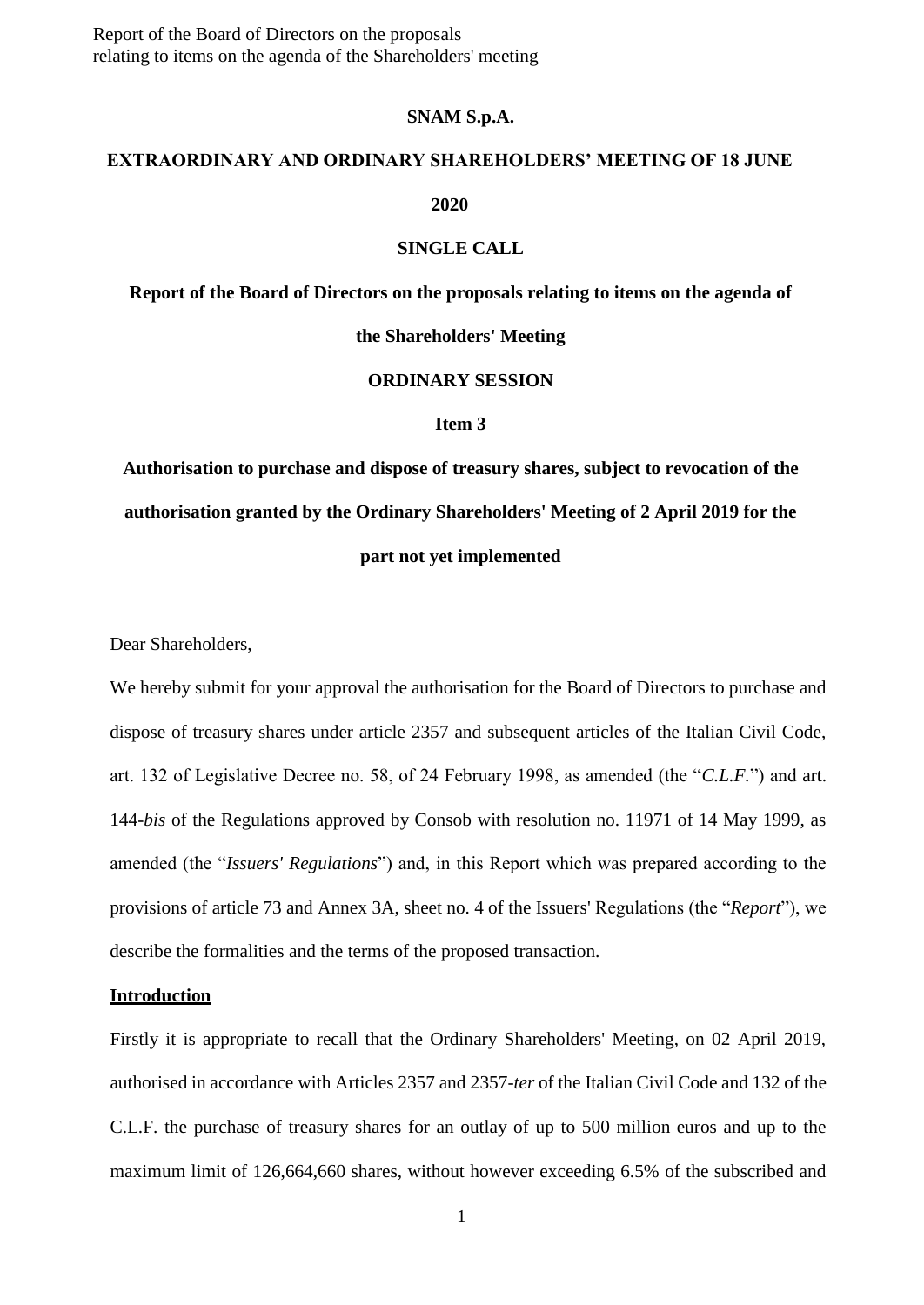**SNAM S.p.A.**

**EXTRAORDINARY AND ORDINARY SHAREHOLDERS' MEETING OF 18 JUNE 2020**

**SINGLE CALL**

**Report of the Board of Directors on the proposals relating to items on the agenda of the Shareholders' Meeting**

**ORDINARY SESSION**

**Item 3**

**Authorisation to purchase and dispose of treasury shares, subject to revocation of the authorisation granted by the Ordinary Shareholders' Meeting of 2 April 2019 for the part not yet implemented**

Dear Shareholders,

We hereby submit for your approval the authorisation for the Board of Directors to purchase and dispose of treasury shares under article 2357 and subsequent articles of the Italian Civil Code, art. 132 of Legislative Decree no. 58, of 24 February 1998, as amended (the "*C.L.F.*") and art. 144-*bis* of the Regulations approved by Consob with resolution no. 11971 of 14 May 1999, as amended (the "*Issuers' Regulations*") and, in this Report which was prepared according to the provisions of article 73 and Annex 3A, sheet no. 4 of the Issuers' Regulations (the "*Report*"), we describe the formalities and the terms of the proposed transaction.

**Introduction**

Firstly it is appropriate to recall that the Ordinary Shareholders' Meeting, on 02 April 2019, authorised in accordance with Articles 2357 and 2357-*ter* of the Italian Civil Code and 132 of the C.L.F. the purchase of treasury shares for an outlay of up to 500 million euros and up to the maximum limit of 126,664,660 shares, without however exceeding 6.5% of the subscribed and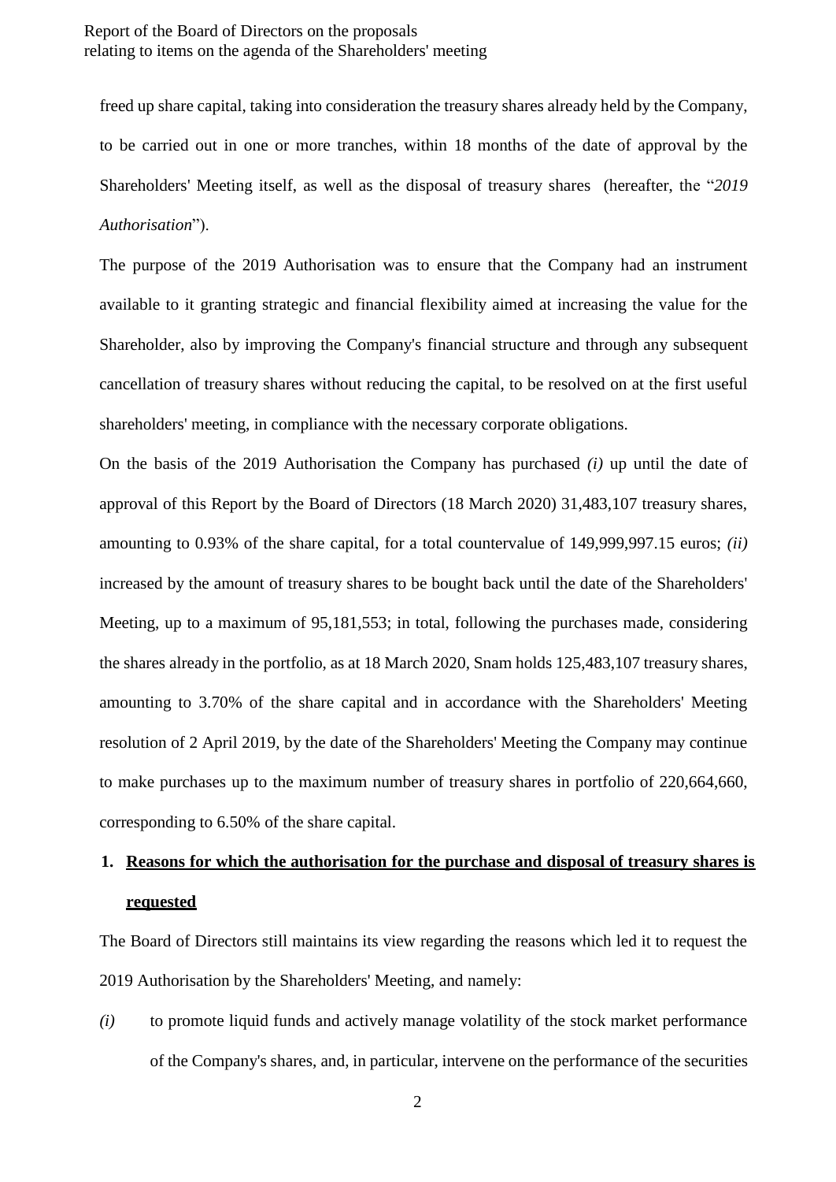freed up share capital, taking into consideration the treasury shares already held by the Company, to be carried out in one or more tranches, within 18 months of the date of approval by the Shareholders' Meeting itself, as well as the disposal of treasury shares (hereafter, the "*2019 Authorisation*").

The purpose of the 2019 Authorisation was to ensure that the Company had an instrument available to it granting strategic and financial flexibility aimed at increasing the value for the Shareholder, also by improving the Company's financial structure and through any subsequent cancellation of treasury shares without reducing the capital, to be resolved on at the first useful shareholders' meeting, in compliance with the necessary corporate obligations.

On the basis of the 2019 Authorisation the Company has purchased *(i)* up until the date of approval of this Report by the Board of Directors (18 March 2020) 31,483,107 treasury shares, amounting to 0.93% of the share capital, for a total countervalue of 149,999,997.15 euros; *(ii)* increased by the amount of treasury shares to be bought back until the date of the Shareholders' Meeting, up to a maximum of 95,181,553; in total, following the purchases made, considering the shares already in the portfolio, as at 18 March 2020, Snam holds 125,483,107 treasury shares, amounting to 3.70% of the share capital and in accordance with the Shareholders' Meeting resolution of 2 April 2019, by the date of the Shareholders' Meeting the Company may continue to make purchases up to the maximum number of treasury shares in portfolio of 220,664,660, corresponding to 6.50% of the share capital.

## 1. **<u>Reasons for which the authorisation for the purchase and disposal of treasury shares is requested</u>**

The Board of Directors still maintains its view regarding the reasons which led it to request the 2019 Authorisation by the Shareholders' Meeting, and namely:

*(i)* to promote liquid funds and actively manage volatility of the stock market performance of the Company's shares, and, in particular, intervene on the performance of the securities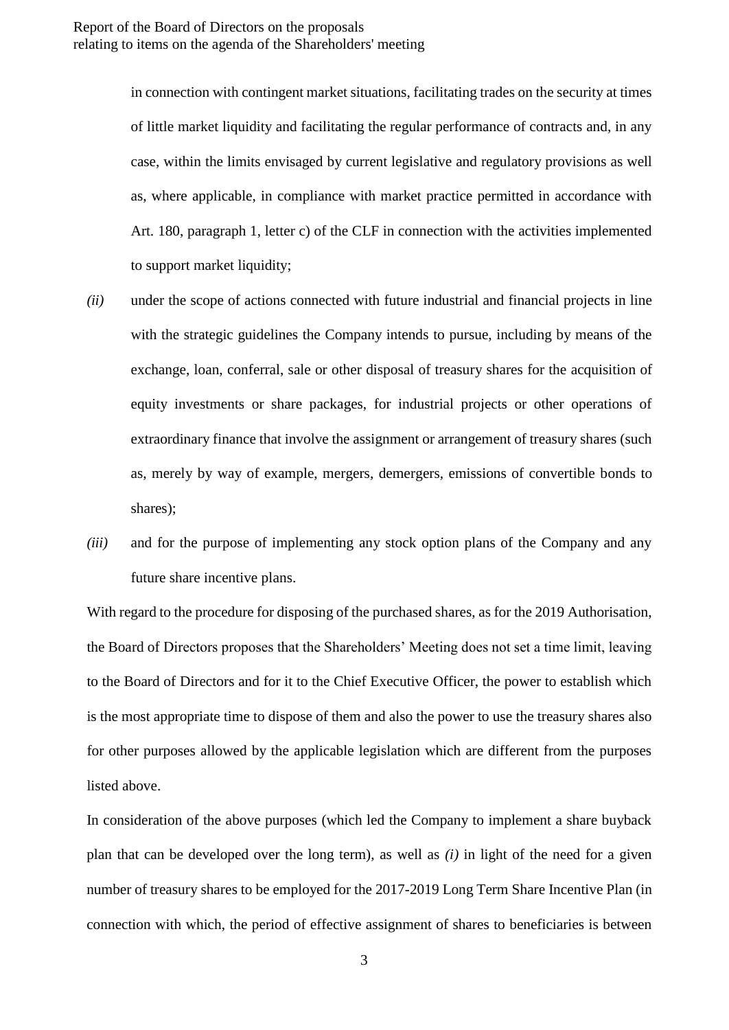in connection with contingent market situations, facilitating trades on the security at times of little market liquidity and facilitating the regular performance of contracts and, in any case, within the limits envisaged by current legislative and regulatory provisions as well as, where applicable, in compliance with market practice permitted in accordance with Art. 180, paragraph 1, letter c) of the CLF in connection with the activities implemented to support market liquidity;

*(ii)* under the scope of actions connected with future industrial and financial projects in line with the strategic guidelines the Company intends to pursue, including by means of the exchange, loan, conferral, sale or other disposal of treasury shares for the acquisition of equity investments or share packages, for industrial projects or other operations of extraordinary finance that involve the assignment or arrangement of treasury shares (such as, merely by way of example, mergers, demergers, emissions of convertible bonds to shares);

*(iii)* and for the purpose of implementing any stock option plans of the Company and any future share incentive plans.

With regard to the procedure for disposing of the purchased shares, as for the 2019 Authorisation, the Board of Directors proposes that the Shareholders' Meeting does not set a time limit, leaving to the Board of Directors and for it to the Chief Executive Officer, the power to establish which is the most appropriate time to dispose of them and also the power to use the treasury shares also for other purposes allowed by the applicable legislation which are different from the purposes listed above.

In consideration of the above purposes (which led the Company to implement a share buyback plan that can be developed over the long term), as well as *(i)* in light of the need for a given number of treasury shares to be employed for the 2017-2019 Long Term Share Incentive Plan (in connection with which, the period of effective assignment of shares to beneficiaries is between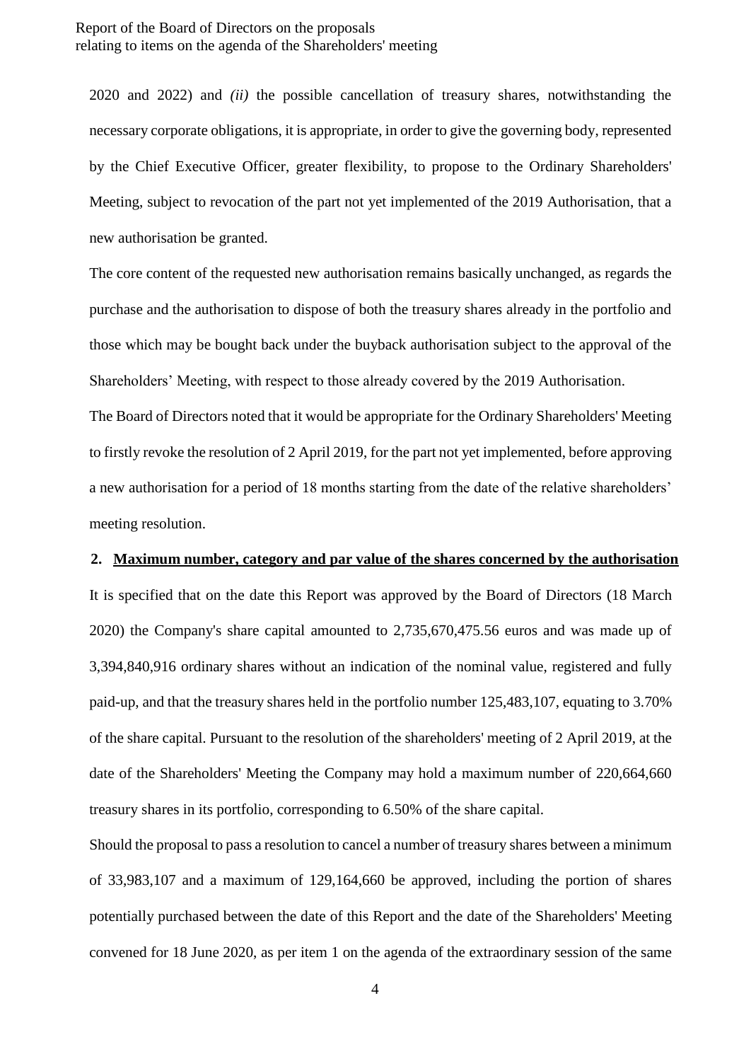2020 and 2022) and *(ii)* the possible cancellation of treasury shares, notwithstanding the necessary corporate obligations, it is appropriate, in order to give the governing body, represented by the Chief Executive Officer, greater flexibility, to propose to the Ordinary Shareholders' Meeting, subject to revocation of the part not yet implemented of the 2019 Authorisation, that a new authorisation be granted.

The core content of the requested new authorisation remains basically unchanged, as regards the purchase and the authorisation to dispose of both the treasury shares already in the portfolio and those which may be bought back under the buyback authorisation subject to the approval of the Shareholders' Meeting, with respect to those already covered by the 2019 Authorisation.

The Board of Directors noted that it would be appropriate for the Ordinary Shareholders' Meeting to firstly revoke the resolution of 2 April 2019, for the part not yet implemented, before approving a new authorisation for a period of 18 months starting from the date of the relative shareholders' meeting resolution.

## 2. Maximum number, category and par value of the shares concerned by the authorisation

It is specified that on the date this Report was approved by the Board of Directors (18 March 2020) the Company's share capital amounted to 2,735,670,475.56 euros and was made up of 3,394,840,916 ordinary shares without an indication of the nominal value, registered and fully paid-up, and that the treasury shares held in the portfolio number 125,483,107, equating to 3.70% of the share capital. Pursuant to the resolution of the shareholders' meeting of 2 April 2019, at the date of the Shareholders' Meeting the Company may hold a maximum number of 220,664,660 treasury shares in its portfolio, corresponding to 6.50% of the share capital.

Should the proposal to pass a resolution to cancel a number of treasury shares between a minimum of 33,983,107 and a maximum of 129,164,660 be approved, including the portion of shares potentially purchased between the date of this Report and the date of the Shareholders' Meeting convened for 18 June 2020, as per item 1 on the agenda of the extraordinary session of the same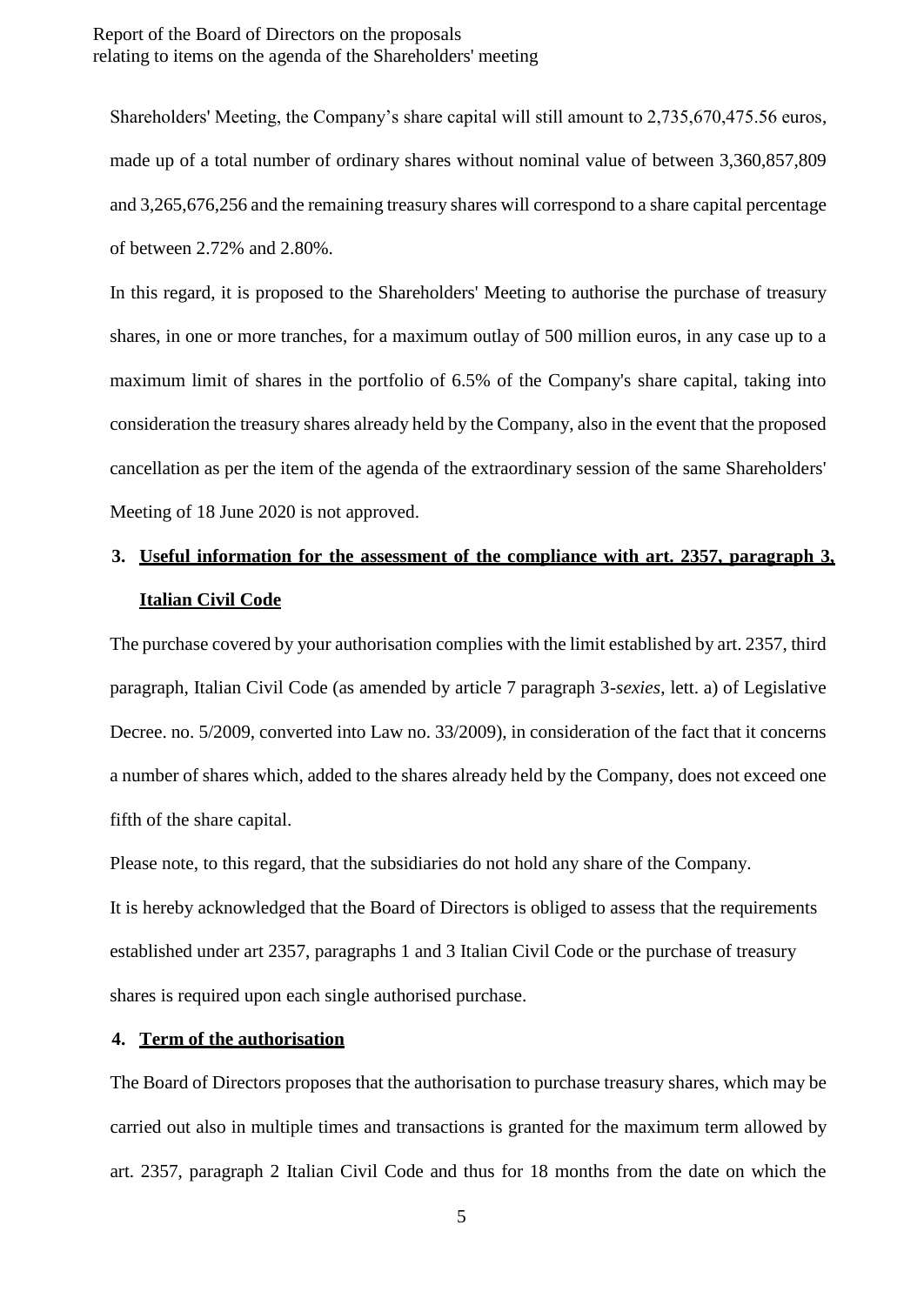Shareholders' Meeting, the Company's share capital will still amount to 2,735,670,475.56 euros, made up of a total number of ordinary shares without nominal value of between 3,360,857,809 and 3,265,676,256 and the remaining treasury shares will correspond to a share capital percentage of between 2.72% and 2.80%.

In this regard, it is proposed to the Shareholders' Meeting to authorise the purchase of treasury shares, in one or more tranches, for a maximum outlay of 500 million euros, in any case up to a maximum limit of shares in the portfolio of 6.5% of the Company's share capital, taking into consideration the treasury shares already held by the Company, also in the event that the proposed cancellation as per the item of the agenda of the extraordinary session of the same Shareholders' Meeting of 18 June 2020 is not approved.

## 3. Useful information for the assessment of the compliance with art. 2357, paragraph 3, Italian Civil Code

The purchase covered by your authorisation complies with the limit established by art. 2357, third paragraph, Italian Civil Code (as amended by article 7 paragraph 3-*sexies*, lett. a) of Legislative Decree. no. 5/2009, converted into Law no. 33/2009), in consideration of the fact that it concerns a number of shares which, added to the shares already held by the Company, does not exceed one fifth of the share capital.

Please note, to this regard, that the subsidiaries do not hold any share of the Company.

It is hereby acknowledged that the Board of Directors is obliged to assess that the requirements established under art 2357, paragraphs 1 and 3 Italian Civil Code or the purchase of treasury shares is required upon each single authorised purchase.

## 4. Term of the authorisation

The Board of Directors proposes that the authorisation to purchase treasury shares, which may be carried out also in multiple times and transactions is granted for the maximum term allowed by art. 2357, paragraph 2 Italian Civil Code and thus for 18 months from the date on which the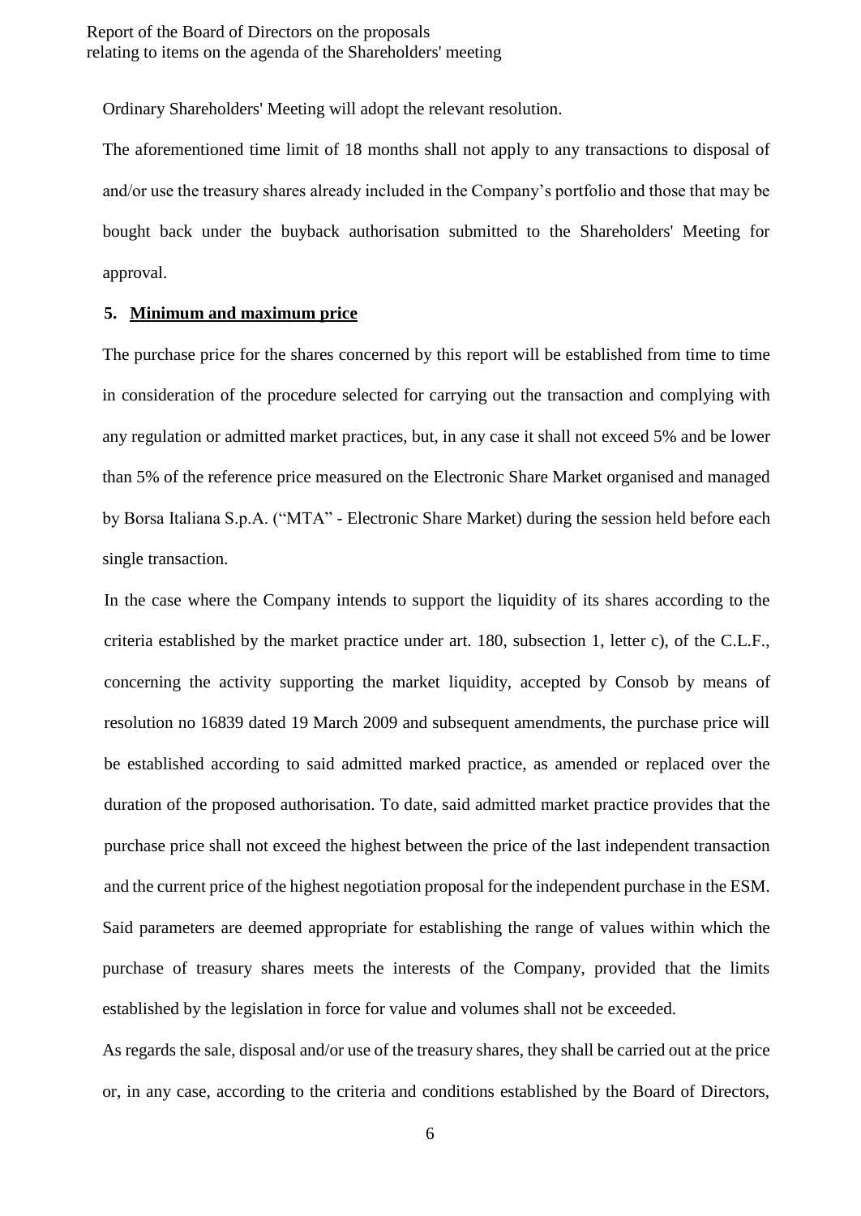Ordinary Shareholders' Meeting will adopt the relevant resolution.

The aforementioned time limit of 18 months shall not apply to any transactions to disposal of and/or use the treasury shares already included in the Company's portfolio and those that may be bought back under the buyback authorisation submitted to the Shareholders' Meeting for approval.

## 5. Minimum and maximum price

The purchase price for the shares concerned by this report will be established from time to time in consideration of the procedure selected for carrying out the transaction and complying with any regulation or admitted market practices, but, in any case it shall not exceed 5% and be lower than 5% of the reference price measured on the Electronic Share Market organised and managed by Borsa Italiana S.p.A. ("MTA" - Electronic Share Market) during the session held before each single transaction.

In the case where the Company intends to support the liquidity of its shares according to the criteria established by the market practice under art. 180, subsection 1, letter c), of the C.L.F., concerning the activity supporting the market liquidity, accepted by Consob by means of resolution no 16839 dated 19 March 2009 and subsequent amendments, the purchase price will be established according to said admitted marked practice, as amended or replaced over the duration of the proposed authorisation. To date, said admitted market practice provides that the purchase price shall not exceed the highest between the price of the last independent transaction and the current price of the highest negotiation proposal for the independent purchase in the ESM. Said parameters are deemed appropriate for establishing the range of values within which the purchase of treasury shares meets the interests of the Company, provided that the limits established by the legislation in force for value and volumes shall not be exceeded.

As regards the sale, disposal and/or use of the treasury shares, they shall be carried out at the price or, in any case, according to the criteria and conditions established by the Board of Directors,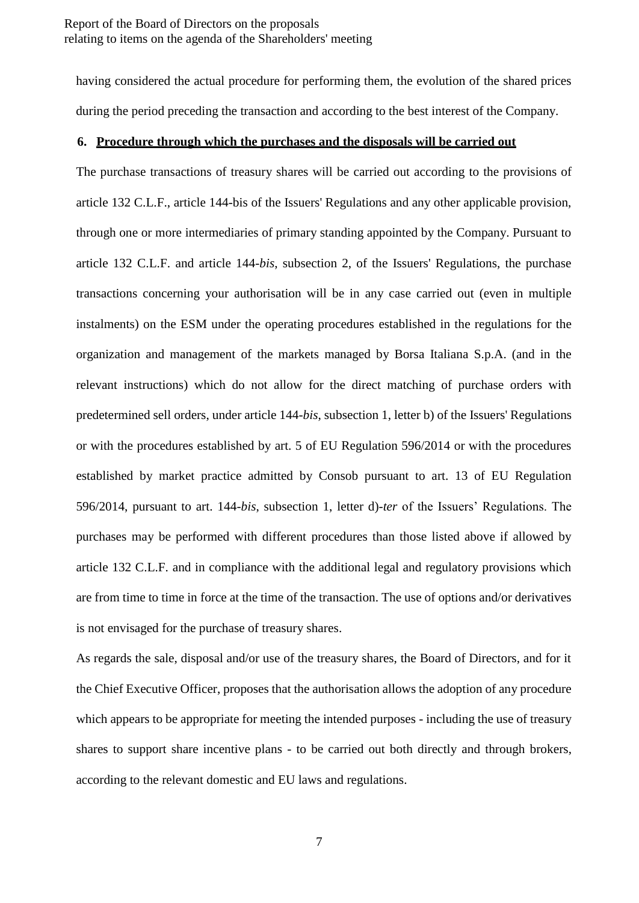having considered the actual procedure for performing them, the evolution of the shared prices during the period preceding the transaction and according to the best interest of the Company.

## 6. Procedure through which the purchases and the disposals will be carried out

The purchase transactions of treasury shares will be carried out according to the provisions of article 132 C.L.F., article 144-bis of the Issuers' Regulations and any other applicable provision, through one or more intermediaries of primary standing appointed by the Company. Pursuant to article 132 C.L.F. and article 144-*bis*, subsection 2, of the Issuers' Regulations, the purchase transactions concerning your authorisation will be in any case carried out (even in multiple instalments) on the ESM under the operating procedures established in the regulations for the organization and management of the markets managed by Borsa Italiana S.p.A. (and in the relevant instructions) which do not allow for the direct matching of purchase orders with predetermined sell orders, under article 144-*bis*, subsection 1, letter b) of the Issuers' Regulations or with the procedures established by art. 5 of EU Regulation 596/2014 or with the procedures established by market practice admitted by Consob pursuant to art. 13 of EU Regulation 596/2014, pursuant to art. 144-*bis*, subsection 1, letter d)-*ter* of the Issuers' Regulations. The purchases may be performed with different procedures than those listed above if allowed by article 132 C.L.F. and in compliance with the additional legal and regulatory provisions which are from time to time in force at the time of the transaction. The use of options and/or derivatives is not envisaged for the purchase of treasury shares.

As regards the sale, disposal and/or use of the treasury shares, the Board of Directors, and for it the Chief Executive Officer, proposes that the authorisation allows the adoption of any procedure which appears to be appropriate for meeting the intended purposes - including the use of treasury shares to support share incentive plans - to be carried out both directly and through brokers, according to the relevant domestic and EU laws and regulations.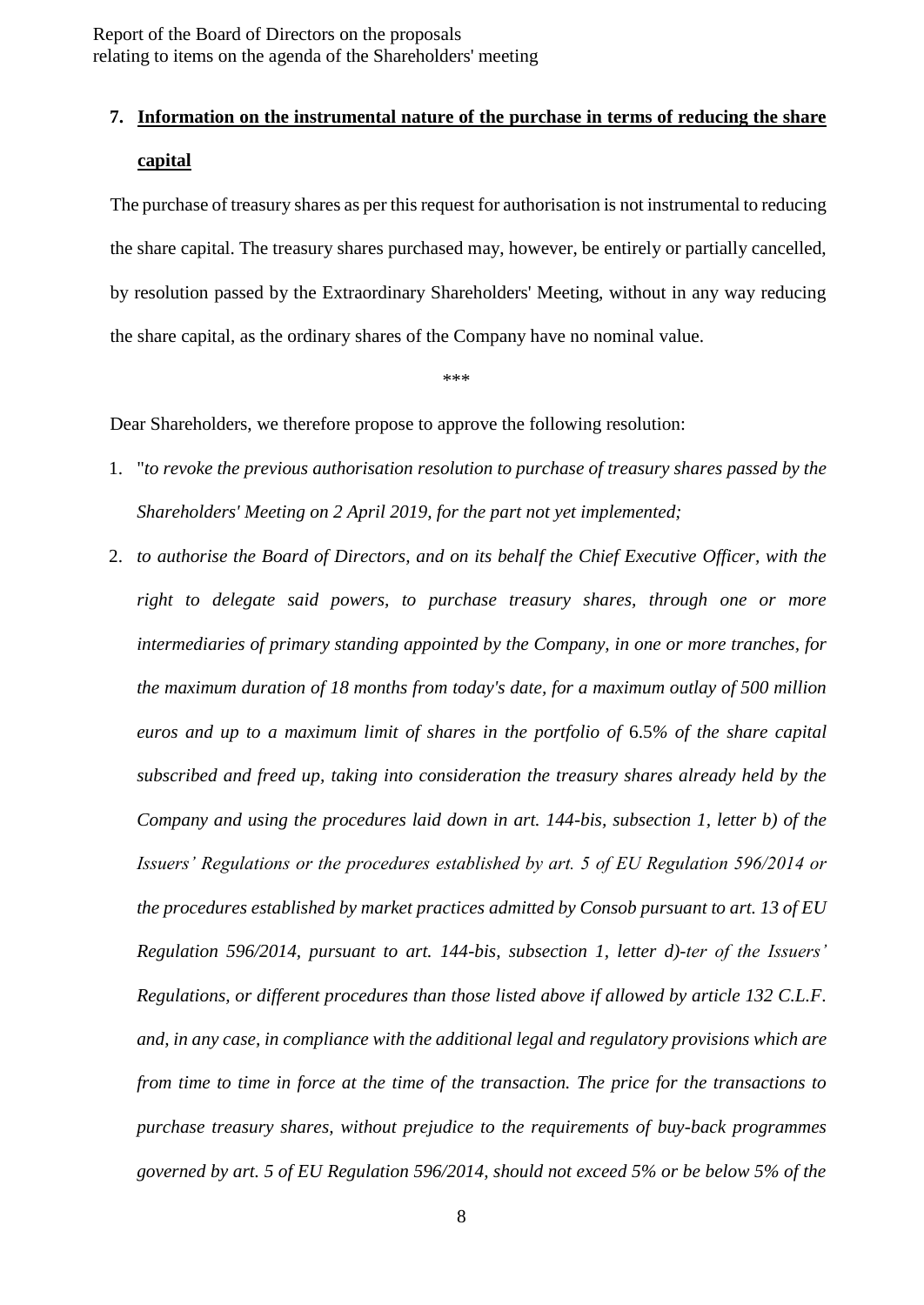## 7. Information on the instrumental nature of the purchase in terms of reducing the share capital

The purchase of treasury shares as per this request for authorisation is not instrumental to reducing the share capital. The treasury shares purchased may, however, be entirely or partially cancelled, by resolution passed by the Extraordinary Shareholders' Meeting, without in any way reducing the share capital, as the ordinary shares of the Company have no nominal value.

\*\*\*

Dear Shareholders, we therefore propose to approve the following resolution:

1. "*to revoke the previous authorisation resolution to purchase of treasury shares passed by the Shareholders' Meeting on 2 April 2019, for the part not yet implemented;*
2. *to authorise the Board of Directors, and on its behalf the Chief Executive Officer, with the right to delegate said powers, to purchase treasury shares, through one or more intermediaries of primary standing appointed by the Company, in one or more tranches, for the maximum duration of 18 months from today's date, for a maximum outlay of 500 million euros and up to a maximum limit of shares in the portfolio of* 6.5*% of the share capital subscribed and freed up, taking into consideration the treasury shares already held by the Company and using the procedures laid down in art. 144-bis, subsection 1, letter b) of the Issuers' Regulations or the procedures established by art. 5 of EU Regulation 596/2014 or the procedures established by market practices admitted by Consob pursuant to art. 13 of EU Regulation 596/2014, pursuant to art. 144-bis, subsection 1, letter d)-ter of the Issuers' Regulations, or different procedures than those listed above if allowed by article 132 C.L.F. and, in any case, in compliance with the additional legal and regulatory provisions which are from time to time in force at the time of the transaction. The price for the transactions to purchase treasury shares, without prejudice to the requirements of buy-back programmes governed by art. 5 of EU Regulation 596/2014, should not exceed 5% or be below 5% of the*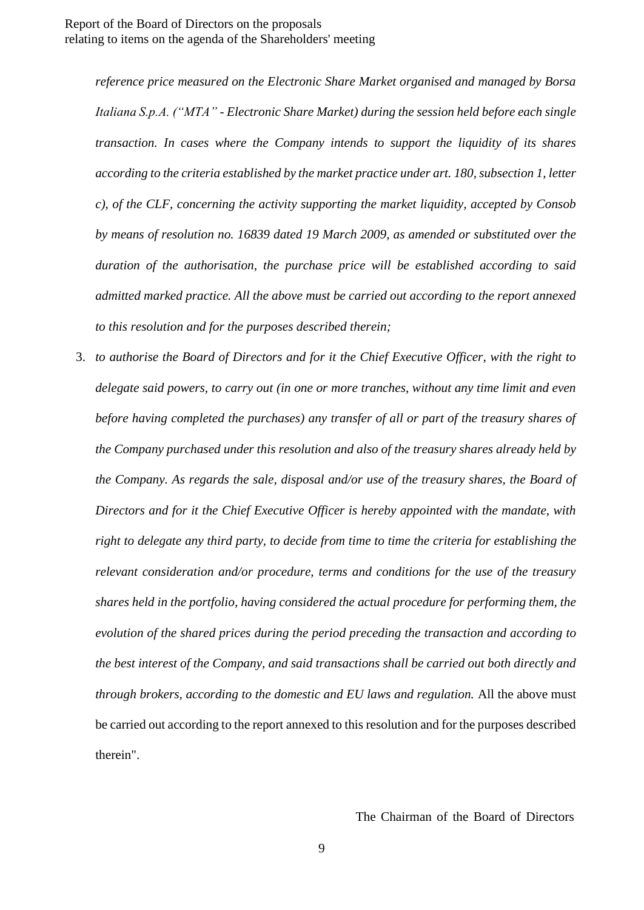*reference price measured on the Electronic Share Market organised and managed by Borsa Italiana S.p.A. ("MTA" - Electronic Share Market) during the session held before each single transaction. In cases where the Company intends to support the liquidity of its shares according to the criteria established by the market practice under art. 180, subsection 1, letter c), of the CLF, concerning the activity supporting the market liquidity, accepted by Consob by means of resolution no. 16839 dated 19 March 2009, as amended or substituted over the duration of the authorisation, the purchase price will be established according to said admitted marked practice. All the above must be carried out according to the report annexed to this resolution and for the purposes described therein;*

3. *to authorise the Board of Directors and for it the Chief Executive Officer, with the right to delegate said powers, to carry out (in one or more tranches, without any time limit and even before having completed the purchases) any transfer of all or part of the treasury shares of the Company purchased under this resolution and also of the treasury shares already held by the Company. As regards the sale, disposal and/or use of the treasury shares, the Board of Directors and for it the Chief Executive Officer is hereby appointed with the mandate, with right to delegate any third party, to decide from time to time the criteria for establishing the relevant consideration and/or procedure, terms and conditions for the use of the treasury shares held in the portfolio, having considered the actual procedure for performing them, the evolution of the shared prices during the period preceding the transaction and according to the best interest of the Company, and said transactions shall be carried out both directly and through brokers, according to the domestic and EU laws and regulation.* All the above must be carried out according to the report annexed to this resolution and for the purposes described therein".

The Chairman of the Board of Directors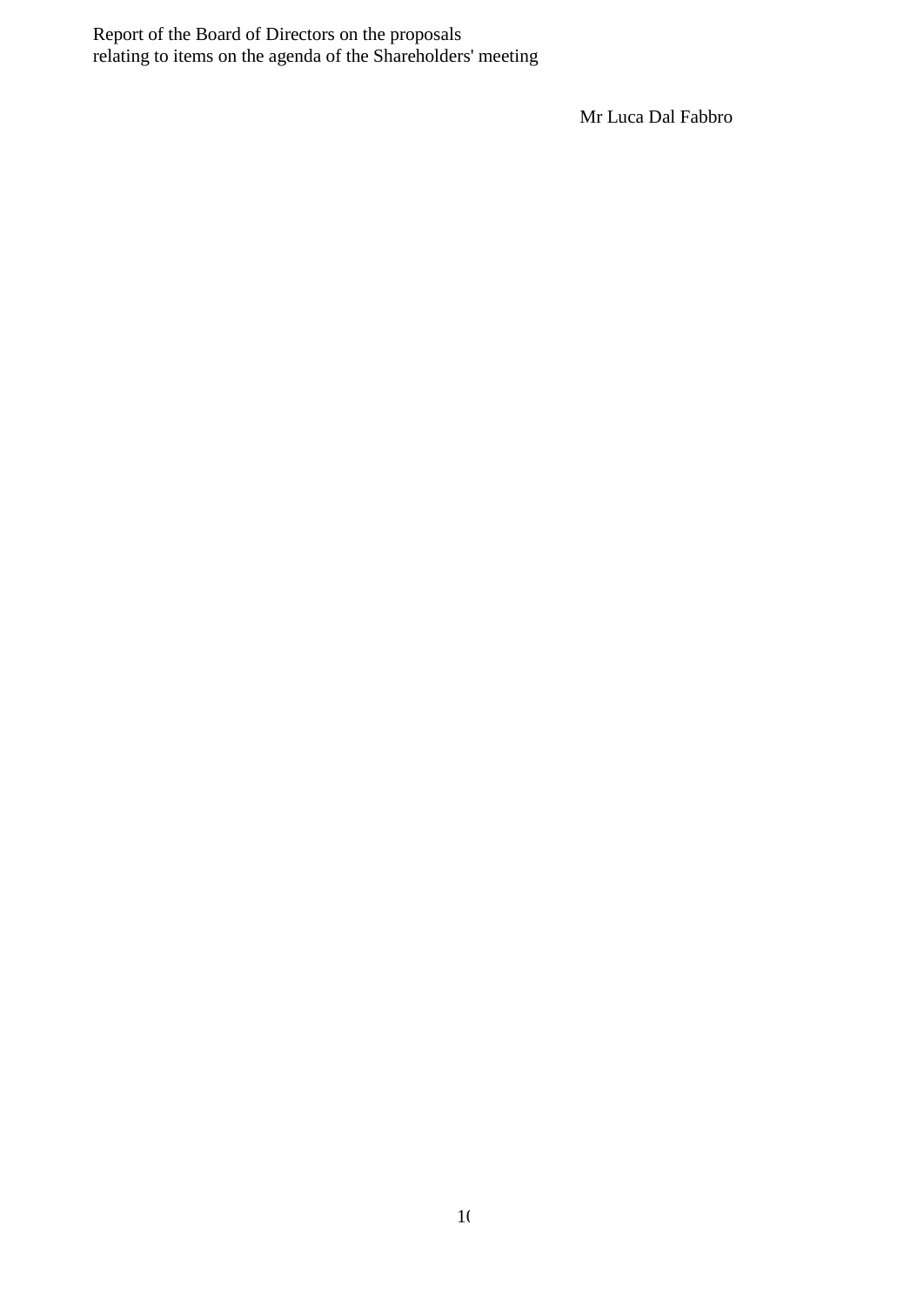Mr Luca Dal Fabbro